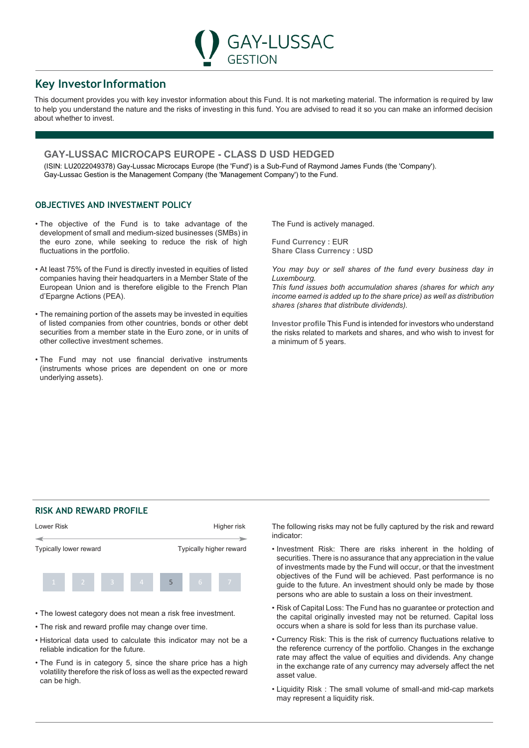GAY-LUSSAC GESTION

# Key Investor Information

This document provides you with key investor information about this Fund. It is not marketing material. The information is required by law to help you understand the nature and the risks of investing in this fund. You are advised to read it so you can make an informed decision about whether to invest.

## GAY-LUSSAC MICROCAPS EUROPE - CLASS D USD HEDGED

(ISIN: LU2022049378) Gay-Lussac Microcaps Europe (the 'Fund') is a Sub-Fund of Raymond James Funds (the 'Company'). Gay-Lussac Gestion is the Management Company (the 'Management Company') to the Fund.

### OBJECTIVES AND INVESTMENT POLICY

- The objective of the Fund is to take advantage of the development of small and medium-sized businesses (SMBs) in the euro zone, while seeking to reduce the risk of high fluctuations in the portfolio.
- At least 75% of the Fund is directly invested in equities of listed companies having their headquarters in a Member State of the European Union and is therefore eligible to the French Plan d'Epargne Actions (PEA).
- The remaining portion of the assets may be invested in equities of listed companies from other countries, bonds or other debt securities from a member state in the Euro zone, or in units of other collective investment schemes.
- The Fund may not use financial derivative instruments (instruments whose prices are dependent on one or more underlying assets).

The Fund is actively managed.

**Fund Currency :** EUR
**Share Class Currency :** USD

*You may buy or sell shares of the fund every business day in Luxembourg.*
*This fund issues both accumulation shares (shares for which any income earned is added up to the share price) as well as distribution shares (shares that distribute dividends).*

**Investor profile** This Fund is intended for investors who understand the risks related to markets and shares, and who wish to invest for a minimum of 5 years.

### RISK AND REWARD PROFILE

| Lower Risk | | | | | | Higher risk |
|---|---|---|---|---|---|---|
| Typically lower reward | | | | | | Typically higher reward |
| 1 | 2 | 3 | 4 | **5** | 6 | 7 |

- The lowest category does not mean a risk free investment.
- The risk and reward profile may change over time.
- Historical data used to calculate this indicator may not be a reliable indication for the future.
- The Fund is in category 5, since the share price has a high volatility therefore the risk of loss as well as the expected reward can be high.

The following risks may not be fully captured by the risk and reward indicator:

- Investment Risk: There are risks inherent in the holding of securities. There is no assurance that any appreciation in the value of investments made by the Fund will occur, or that the investment objectives of the Fund will be achieved. Past performance is no guide to the future. An investment should only be made by those persons who are able to sustain a loss on their investment.
- Risk of Capital Loss: The Fund has no guarantee or protection and the capital originally invested may not be returned. Capital loss occurs when a share is sold for less than its purchase value.
- Currency Risk: This is the risk of currency fluctuations relative to the reference currency of the portfolio. Changes in the exchange rate may affect the value of equities and dividends. Any change in the exchange rate of any currency may adversely affect the net asset value.
- Liquidity Risk : The small volume of small-and mid-cap markets may represent a liquidity risk.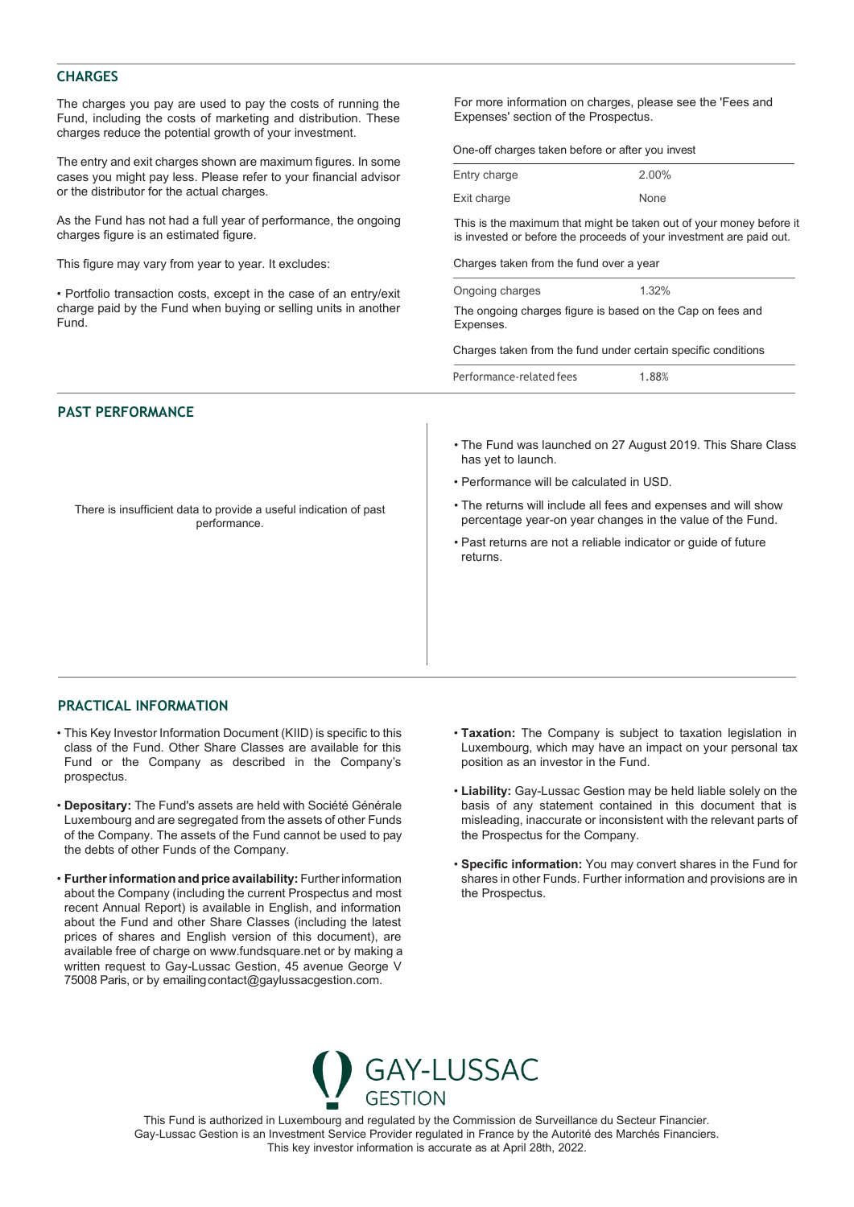## CHARGES

The charges you pay are used to pay the costs of running the Fund, including the costs of marketing and distribution. These charges reduce the potential growth of your investment.

The entry and exit charges shown are maximum figures. In some cases you might pay less. Please refer to your financial advisor or the distributor for the actual charges.

As the Fund has not had a full year of performance, the ongoing charges figure is an estimated figure.

This figure may vary from year to year. It excludes:

• Portfolio transaction costs, except in the case of an entry/exit charge paid by the Fund when buying or selling units in another Fund.

For more information on charges, please see the 'Fees and Expenses' section of the Prospectus.

| One-off charges taken before or after you invest | |
|---|---|
| Entry charge | 2.00% |
| Exit charge | None |

This is the maximum that might be taken out of your money before it is invested or before the proceeds of your investment are paid out.

| Charges taken from the fund over a year | |
|---|---|
| Ongoing charges | 1.32% |

The ongoing charges figure is based on the Cap on fees and Expenses.

| Charges taken from the fund under certain specific conditions | |
|---|---|
| Performance-related fees | 1.88% |

## PAST PERFORMANCE

There is insufficient data to provide a useful indication of past performance.

- The Fund was launched on 27 August 2019. This Share Class has yet to launch.
- Performance will be calculated in USD.
- The returns will include all fees and expenses and will show percentage year-on year changes in the value of the Fund.
- Past returns are not a reliable indicator or guide of future returns.

## PRACTICAL INFORMATION

- This Key Investor Information Document (KIID) is specific to this class of the Fund. Other Share Classes are available for this Fund or the Company as described in the Company's prospectus.
- **Depositary:** The Fund's assets are held with Société Générale Luxembourg and are segregated from the assets of other Funds of the Company. The assets of the Fund cannot be used to pay the debts of other Funds of the Company.
- **Further information and price availability:** Further information about the Company (including the current Prospectus and most recent Annual Report) is available in English, and information about the Fund and other Share Classes (including the latest prices of shares and English version of this document), are available free of charge on www.fundsquare.net or by making a written request to Gay-Lussac Gestion, 45 avenue George V 75008 Paris, or by emailing contact@gaylussacgestion.com.
- **Taxation:** The Company is subject to taxation legislation in Luxembourg, which may have an impact on your personal tax position as an investor in the Fund.
- **Liability:** Gay-Lussac Gestion may be held liable solely on the basis of any statement contained in this document that is misleading, inaccurate or inconsistent with the relevant parts of the Prospectus for the Company.
- **Specific information:** You may convert shares in the Fund for shares in other Funds. Further information and provisions are in the Prospectus.

GAY-LUSSAC GESTION

This Fund is authorized in Luxembourg and regulated by the Commission de Surveillance du Secteur Financier.
Gay-Lussac Gestion is an Investment Service Provider regulated in France by the Autorité des Marchés Financiers.
This key investor information is accurate as at April 28th, 2022.